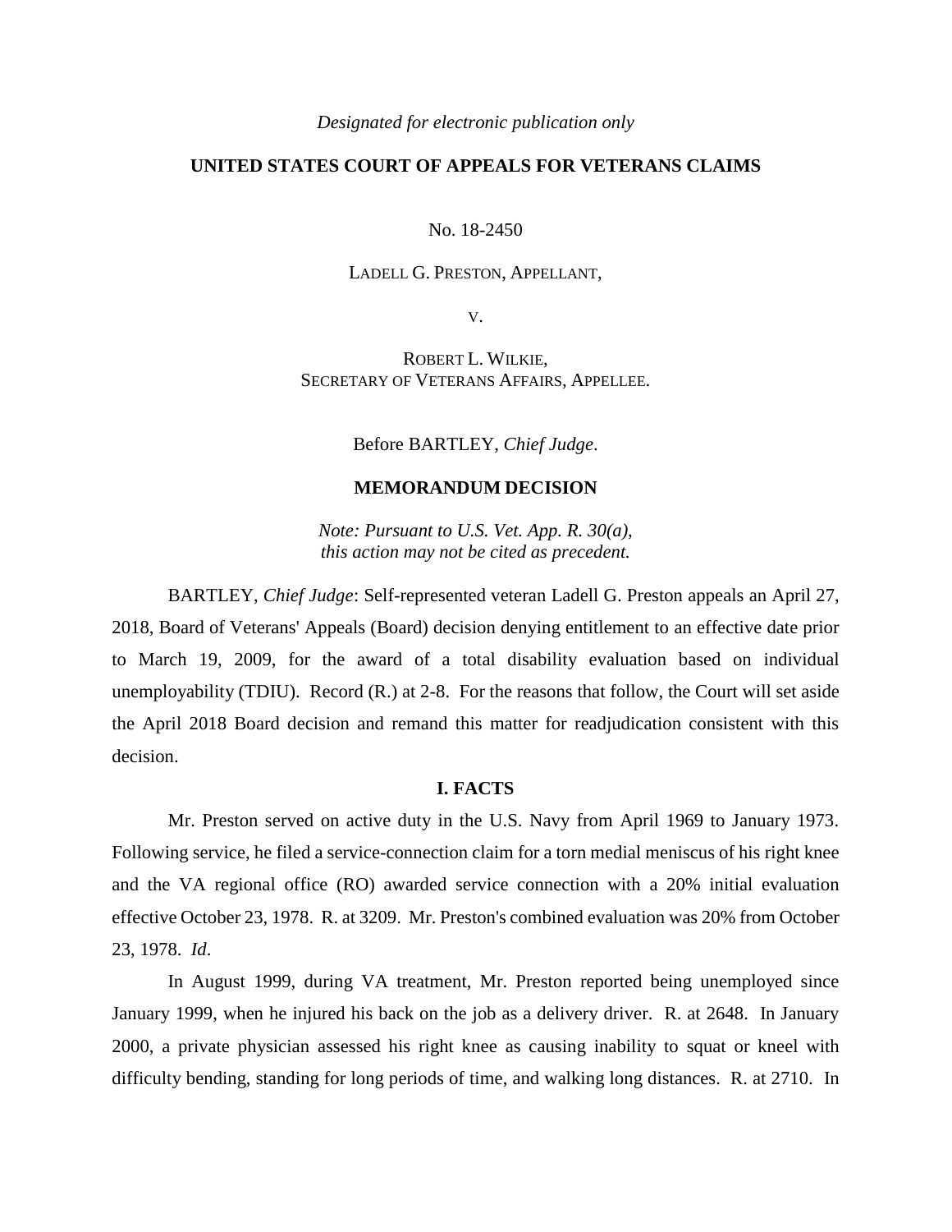*Designated for electronic publication only*

**UNITED STATES COURT OF APPEALS FOR VETERANS CLAIMS**

No. 18-2450

LADELL G. PRESTON, APPELLANT,

V.

ROBERT L. WILKIE,
SECRETARY OF VETERANS AFFAIRS, APPELLEE.

Before BARTLEY, *Chief Judge*.

**MEMORANDUM DECISION**

*Note: Pursuant to U.S. Vet. App. R. 30(a), this action may not be cited as precedent.*

BARTLEY, *Chief Judge*: Self-represented veteran Ladell G. Preston appeals an April 27, 2018, Board of Veterans' Appeals (Board) decision denying entitlement to an effective date prior to March 19, 2009, for the award of a total disability evaluation based on individual unemployability (TDIU). Record (R.) at 2-8. For the reasons that follow, the Court will set aside the April 2018 Board decision and remand this matter for readjudication consistent with this decision.

**I. FACTS**

Mr. Preston served on active duty in the U.S. Navy from April 1969 to January 1973. Following service, he filed a service-connection claim for a torn medial meniscus of his right knee and the VA regional office (RO) awarded service connection with a 20% initial evaluation effective October 23, 1978. R. at 3209. Mr. Preston's combined evaluation was 20% from October 23, 1978. *Id*.

In August 1999, during VA treatment, Mr. Preston reported being unemployed since January 1999, when he injured his back on the job as a delivery driver. R. at 2648. In January 2000, a private physician assessed his right knee as causing inability to squat or kneel with difficulty bending, standing for long periods of time, and walking long distances. R. at 2710. In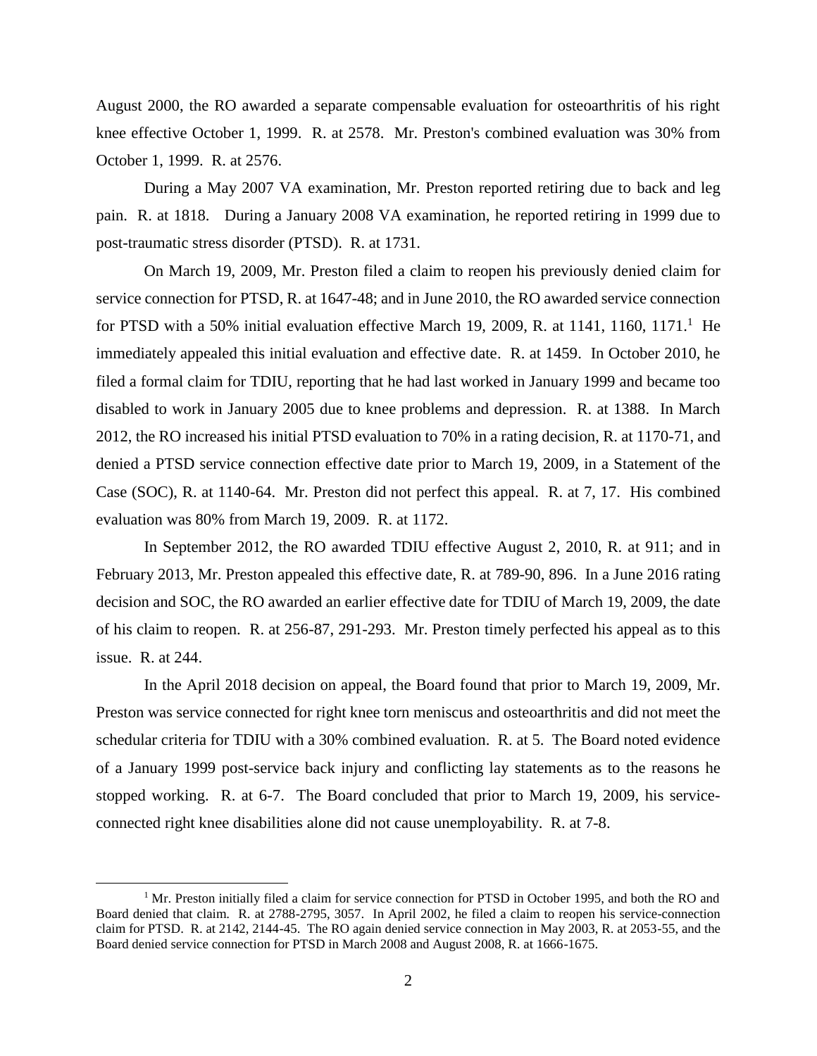August 2000, the RO awarded a separate compensable evaluation for osteoarthritis of his right knee effective October 1, 1999. R. at 2578. Mr. Preston's combined evaluation was 30% from October 1, 1999. R. at 2576.

During a May 2007 VA examination, Mr. Preston reported retiring due to back and leg pain. R. at 1818. During a January 2008 VA examination, he reported retiring in 1999 due to post-traumatic stress disorder (PTSD). R. at 1731.

On March 19, 2009, Mr. Preston filed a claim to reopen his previously denied claim for service connection for PTSD, R. at 1647-48; and in June 2010, the RO awarded service connection for PTSD with a 50% initial evaluation effective March 19, 2009, R. at 1141, 1160, 1171.[1] He immediately appealed this initial evaluation and effective date. R. at 1459. In October 2010, he filed a formal claim for TDIU, reporting that he had last worked in January 1999 and became too disabled to work in January 2005 due to knee problems and depression. R. at 1388. In March 2012, the RO increased his initial PTSD evaluation to 70% in a rating decision, R. at 1170-71, and denied a PTSD service connection effective date prior to March 19, 2009, in a Statement of the Case (SOC), R. at 1140-64. Mr. Preston did not perfect this appeal. R. at 7, 17. His combined evaluation was 80% from March 19, 2009. R. at 1172.

In September 2012, the RO awarded TDIU effective August 2, 2010, R. at 911; and in February 2013, Mr. Preston appealed this effective date, R. at 789-90, 896. In a June 2016 rating decision and SOC, the RO awarded an earlier effective date for TDIU of March 19, 2009, the date of his claim to reopen. R. at 256-87, 291-293. Mr. Preston timely perfected his appeal as to this issue. R. at 244.

In the April 2018 decision on appeal, the Board found that prior to March 19, 2009, Mr. Preston was service connected for right knee torn meniscus and osteoarthritis and did not meet the schedular criteria for TDIU with a 30% combined evaluation. R. at 5. The Board noted evidence of a January 1999 post-service back injury and conflicting lay statements as to the reasons he stopped working. R. at 6-7. The Board concluded that prior to March 19, 2009, his service-connected right knee disabilities alone did not cause unemployability. R. at 7-8.

[1] Mr. Preston initially filed a claim for service connection for PTSD in October 1995, and both the RO and Board denied that claim. R. at 2788-2795, 3057. In April 2002, he filed a claim to reopen his service-connection claim for PTSD. R. at 2142, 2144-45. The RO again denied service connection in May 2003, R. at 2053-55, and the Board denied service connection for PTSD in March 2008 and August 2008, R. at 1666-1675.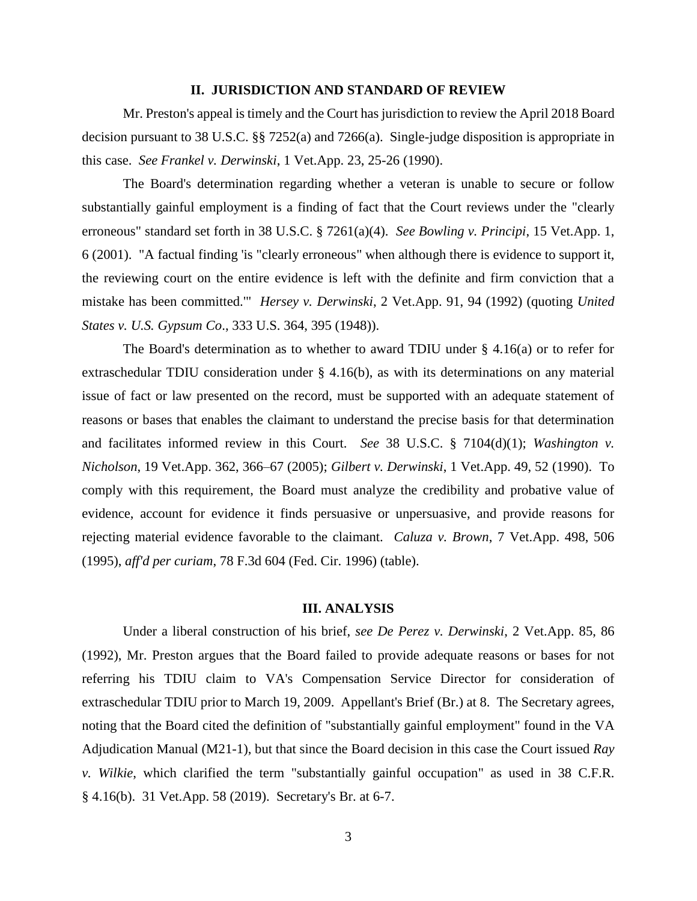## II. JURISDICTION AND STANDARD OF REVIEW

Mr. Preston's appeal is timely and the Court has jurisdiction to review the April 2018 Board decision pursuant to 38 U.S.C. §§ 7252(a) and 7266(a). Single-judge disposition is appropriate in this case. *See Frankel v. Derwinski*, 1 Vet.App. 23, 25-26 (1990).

The Board's determination regarding whether a veteran is unable to secure or follow substantially gainful employment is a finding of fact that the Court reviews under the "clearly erroneous" standard set forth in 38 U.S.C. § 7261(a)(4). *See Bowling v. Principi*, 15 Vet.App. 1, 6 (2001). "A factual finding 'is "clearly erroneous" when although there is evidence to support it, the reviewing court on the entire evidence is left with the definite and firm conviction that a mistake has been committed.'" *Hersey v. Derwinski*, 2 Vet.App. 91, 94 (1992) (quoting *United States v. U.S. Gypsum Co*., 333 U.S. 364, 395 (1948)).

The Board's determination as to whether to award TDIU under § 4.16(a) or to refer for extraschedular TDIU consideration under § 4.16(b), as with its determinations on any material issue of fact or law presented on the record, must be supported with an adequate statement of reasons or bases that enables the claimant to understand the precise basis for that determination and facilitates informed review in this Court. *See* 38 U.S.C. § 7104(d)(1); *Washington v. Nicholson*, 19 Vet.App. 362, 366–67 (2005); *Gilbert v. Derwinski*, 1 Vet.App. 49, 52 (1990). To comply with this requirement, the Board must analyze the credibility and probative value of evidence, account for evidence it finds persuasive or unpersuasive, and provide reasons for rejecting material evidence favorable to the claimant. *Caluza v. Brown*, 7 Vet.App. 498, 506 (1995), *aff'd per curiam*, 78 F.3d 604 (Fed. Cir. 1996) (table).

## III. ANALYSIS

Under a liberal construction of his brief, *see De Perez v. Derwinski*, 2 Vet.App. 85, 86 (1992), Mr. Preston argues that the Board failed to provide adequate reasons or bases for not referring his TDIU claim to VA's Compensation Service Director for consideration of extraschedular TDIU prior to March 19, 2009. Appellant's Brief (Br.) at 8. The Secretary agrees, noting that the Board cited the definition of "substantially gainful employment" found in the VA Adjudication Manual (M21-1), but that since the Board decision in this case the Court issued *Ray v. Wilkie*, which clarified the term "substantially gainful occupation" as used in 38 C.F.R. § 4.16(b). 31 Vet.App. 58 (2019). Secretary's Br. at 6-7.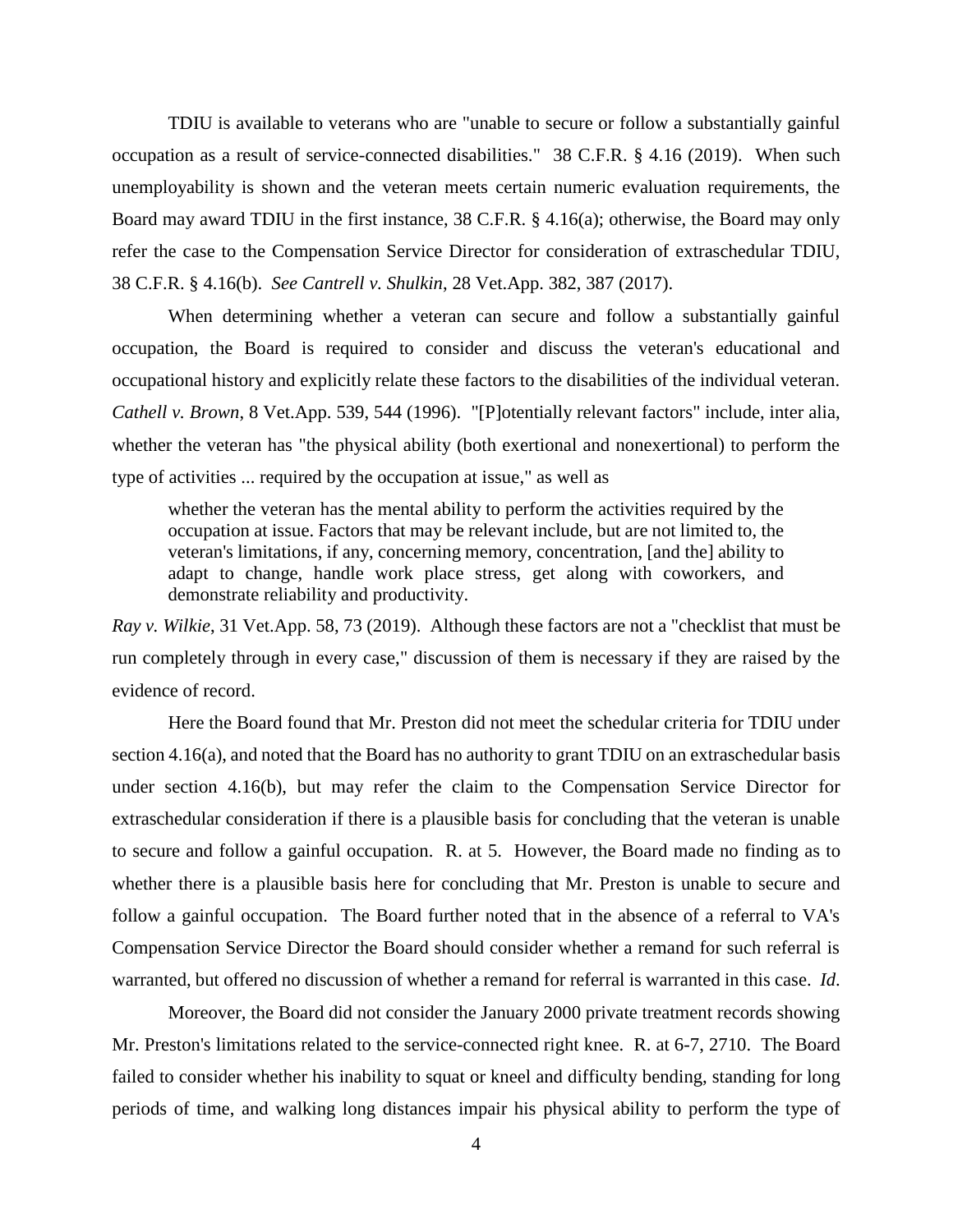TDIU is available to veterans who are "unable to secure or follow a substantially gainful occupation as a result of service-connected disabilities." 38 C.F.R. § 4.16 (2019). When such unemployability is shown and the veteran meets certain numeric evaluation requirements, the Board may award TDIU in the first instance, 38 C.F.R. § 4.16(a); otherwise, the Board may only refer the case to the Compensation Service Director for consideration of extraschedular TDIU, 38 C.F.R. § 4.16(b). *See Cantrell v. Shulkin*, 28 Vet.App. 382, 387 (2017).

When determining whether a veteran can secure and follow a substantially gainful occupation, the Board is required to consider and discuss the veteran's educational and occupational history and explicitly relate these factors to the disabilities of the individual veteran. *Cathell v. Brown*, 8 Vet.App. 539, 544 (1996). "[P]otentially relevant factors" include, inter alia, whether the veteran has "the physical ability (both exertional and nonexertional) to perform the type of activities ... required by the occupation at issue," as well as

> whether the veteran has the mental ability to perform the activities required by the occupation at issue. Factors that may be relevant include, but are not limited to, the veteran's limitations, if any, concerning memory, concentration, [and the] ability to adapt to change, handle work place stress, get along with coworkers, and demonstrate reliability and productivity.

*Ray v. Wilkie*, 31 Vet.App. 58, 73 (2019). Although these factors are not a "checklist that must be run completely through in every case," discussion of them is necessary if they are raised by the evidence of record.

Here the Board found that Mr. Preston did not meet the schedular criteria for TDIU under section 4.16(a), and noted that the Board has no authority to grant TDIU on an extraschedular basis under section 4.16(b), but may refer the claim to the Compensation Service Director for extraschedular consideration if there is a plausible basis for concluding that the veteran is unable to secure and follow a gainful occupation. R. at 5. However, the Board made no finding as to whether there is a plausible basis here for concluding that Mr. Preston is unable to secure and follow a gainful occupation. The Board further noted that in the absence of a referral to VA's Compensation Service Director the Board should consider whether a remand for such referral is warranted, but offered no discussion of whether a remand for referral is warranted in this case. *Id*.

Moreover, the Board did not consider the January 2000 private treatment records showing Mr. Preston's limitations related to the service-connected right knee. R. at 6-7, 2710. The Board failed to consider whether his inability to squat or kneel and difficulty bending, standing for long periods of time, and walking long distances impair his physical ability to perform the type of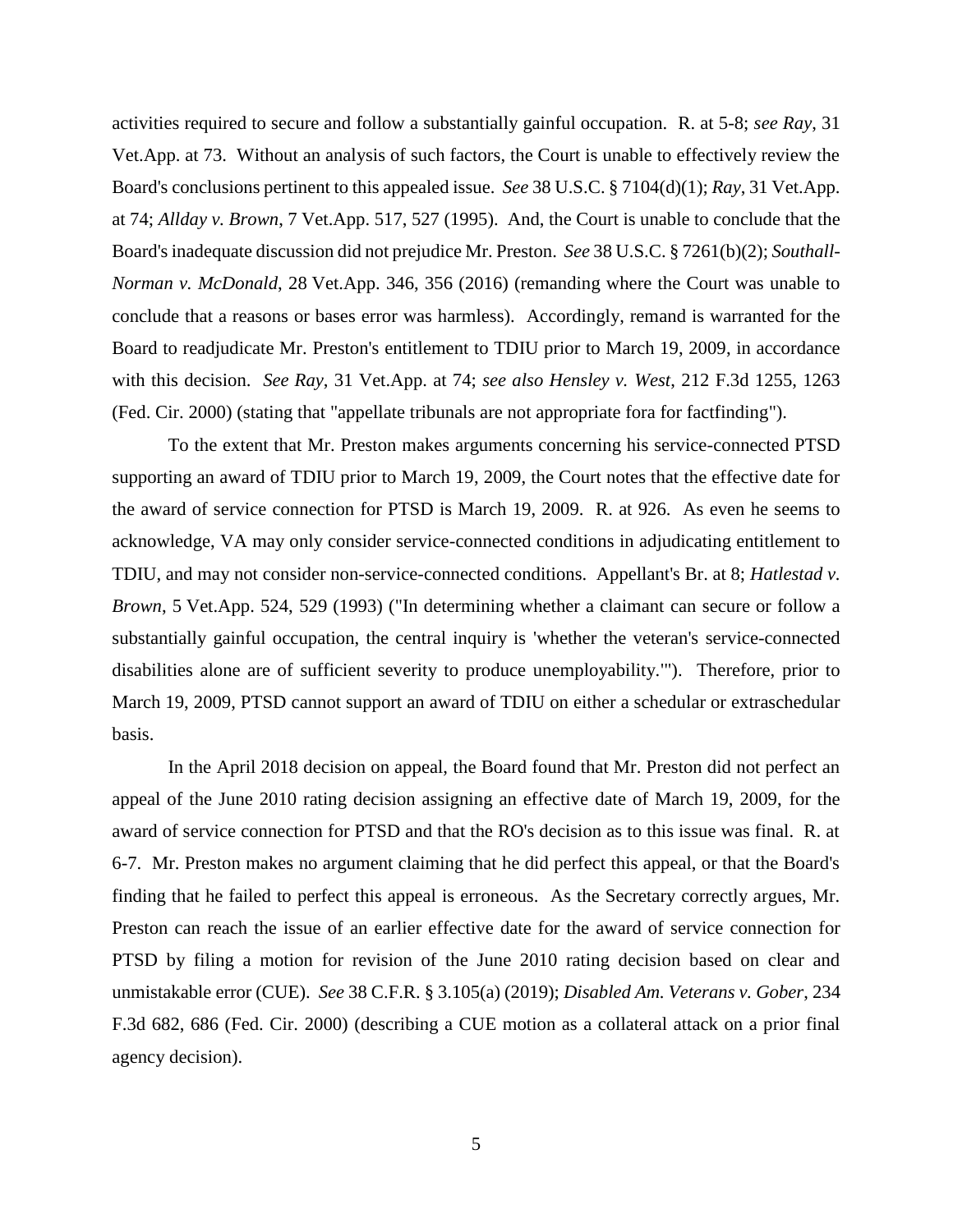activities required to secure and follow a substantially gainful occupation. R. at 5-8; *see Ray*, 31 Vet.App. at 73. Without an analysis of such factors, the Court is unable to effectively review the Board's conclusions pertinent to this appealed issue. *See* 38 U.S.C. § 7104(d)(1); *Ray*, 31 Vet.App. at 74; *Allday v. Brown*, 7 Vet.App. 517, 527 (1995). And, the Court is unable to conclude that the Board's inadequate discussion did not prejudice Mr. Preston. *See* 38 U.S.C. § 7261(b)(2); *Southall-Norman v. McDonald*, 28 Vet.App. 346, 356 (2016) (remanding where the Court was unable to conclude that a reasons or bases error was harmless). Accordingly, remand is warranted for the Board to readjudicate Mr. Preston's entitlement to TDIU prior to March 19, 2009, in accordance with this decision. *See Ray*, 31 Vet.App. at 74; *see also Hensley v. West*, 212 F.3d 1255, 1263 (Fed. Cir. 2000) (stating that "appellate tribunals are not appropriate fora for factfinding").

To the extent that Mr. Preston makes arguments concerning his service-connected PTSD supporting an award of TDIU prior to March 19, 2009, the Court notes that the effective date for the award of service connection for PTSD is March 19, 2009. R. at 926. As even he seems to acknowledge, VA may only consider service-connected conditions in adjudicating entitlement to TDIU, and may not consider non-service-connected conditions. Appellant's Br. at 8; *Hatlestad v. Brown*, 5 Vet.App. 524, 529 (1993) ("In determining whether a claimant can secure or follow a substantially gainful occupation, the central inquiry is 'whether the veteran's service-connected disabilities alone are of sufficient severity to produce unemployability.'"). Therefore, prior to March 19, 2009, PTSD cannot support an award of TDIU on either a schedular or extraschedular basis.

In the April 2018 decision on appeal, the Board found that Mr. Preston did not perfect an appeal of the June 2010 rating decision assigning an effective date of March 19, 2009, for the award of service connection for PTSD and that the RO's decision as to this issue was final. R. at 6-7. Mr. Preston makes no argument claiming that he did perfect this appeal, or that the Board's finding that he failed to perfect this appeal is erroneous. As the Secretary correctly argues, Mr. Preston can reach the issue of an earlier effective date for the award of service connection for PTSD by filing a motion for revision of the June 2010 rating decision based on clear and unmistakable error (CUE). *See* 38 C.F.R. § 3.105(a) (2019); *Disabled Am. Veterans v. Gober*, 234 F.3d 682, 686 (Fed. Cir. 2000) (describing a CUE motion as a collateral attack on a prior final agency decision).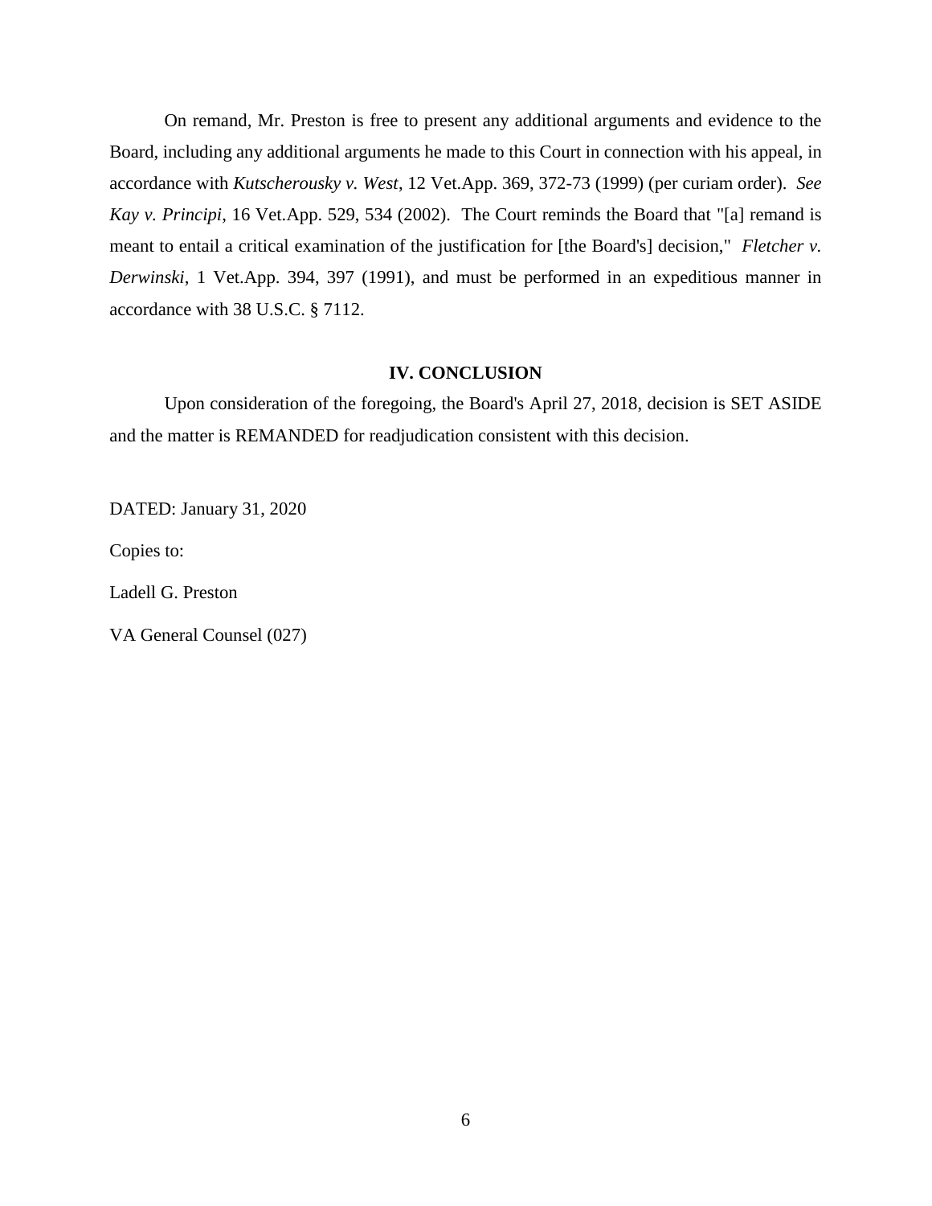On remand, Mr. Preston is free to present any additional arguments and evidence to the Board, including any additional arguments he made to this Court in connection with his appeal, in accordance with *Kutscherousky v. West*, 12 Vet.App. 369, 372-73 (1999) (per curiam order). *See Kay v. Principi*, 16 Vet.App. 529, 534 (2002). The Court reminds the Board that "[a] remand is meant to entail a critical examination of the justification for [the Board's] decision," *Fletcher v. Derwinski*, 1 Vet.App. 394, 397 (1991), and must be performed in an expeditious manner in accordance with 38 U.S.C. § 7112.

## IV. CONCLUSION

Upon consideration of the foregoing, the Board's April 27, 2018, decision is SET ASIDE and the matter is REMANDED for readjudication consistent with this decision.

DATED: January 31, 2020

Copies to:

Ladell G. Preston

VA General Counsel (027)